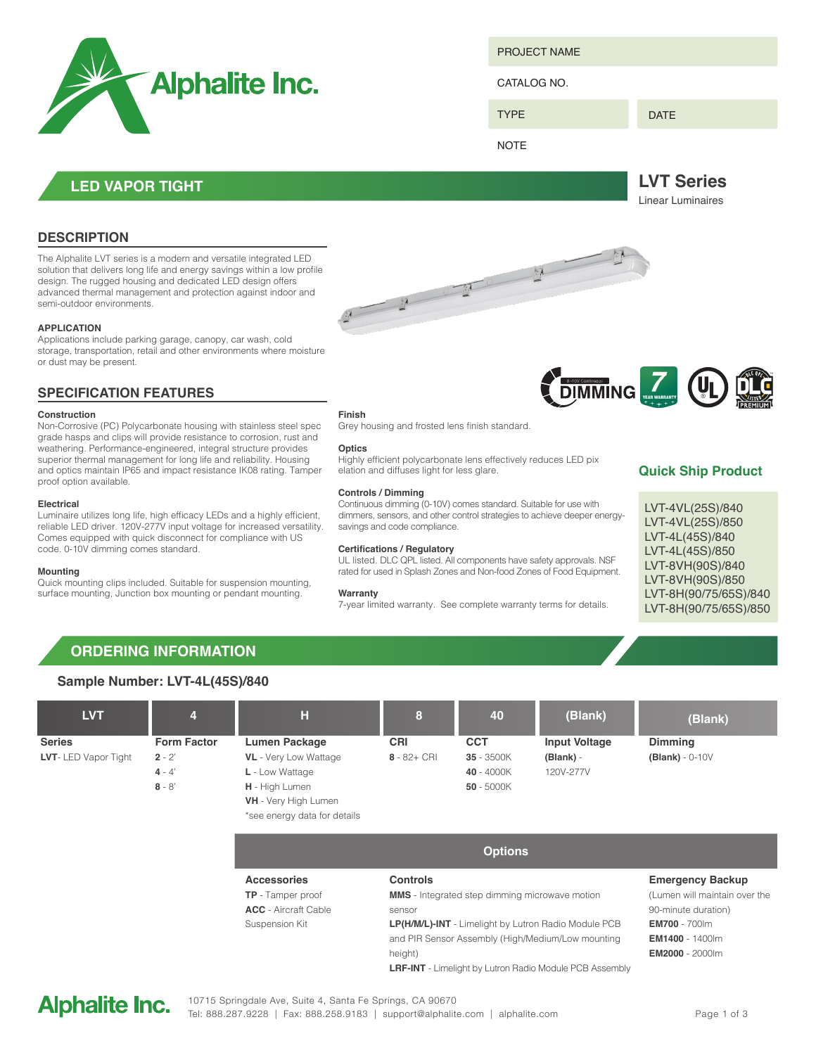Alphalite Inc.

| PROJECT NAME | |
|---|---|
| CATALOG NO. | |
| TYPE | DATE |
| NOTE | |

## LED VAPOR TIGHT

# LVT Series

Linear Luminaires

## DESCRIPTION

The Alphalite LVT series is a modern and versatile integrated LED solution that delivers long life and energy savings within a low profile design. The rugged housing and dedicated LED design offers advanced thermal management and protection against indoor and semi-outdoor environments.

**APPLICATION**

Applications include parking garage, canopy, car wash, cold storage, transportation, retail and other environments where moisture or dust may be present.

## SPECIFICATION FEATURES

**Construction**

Non-Corrosive (PC) Polycarbonate housing with stainless steel spec grade hasps and clips will provide resistance to corrosion, rust and weathering. Performance-engineered, integral structure provides superior thermal management for long life and reliability. Housing and optics maintain IP65 and impact resistance IK08 rating. Tamper proof option available.

**Electrical**

Luminaire utilizes long life, high efficacy LEDs and a highly efficient, reliable LED driver. 120V-277V input voltage for increased versatility. Comes equipped with quick disconnect for compliance with US code. 0-10V dimming comes standard.

**Mounting**

Quick mounting clips included. Suitable for suspension mounting, surface mounting, Junction box mounting or pendant mounting.

**Finish**

Grey housing and frosted lens finish standard.

**Optics**

Highly efficient polycarbonate lens effectively reduces LED pix elation and diffuses light for less glare.

**Controls / Dimming**

Continuous dimming (0-10V) comes standard. Suitable for use with dimmers, sensors, and other control strategies to achieve deeper energy-savings and code compliance.

**Certifications / Regulatory**

UL listed. DLC QPL listed. All components have safety approvals. NSF rated for used in Splash Zones and Non-food Zones of Food Equipment.

**Warranty**

7-year limited warranty. See complete warranty terms for details.

### Quick Ship Product

- LVT-4VL(25S)/840
- LVT-4VL(25S)/850
- LVT-4L(45S)/840
- LVT-4L(45S)/850
- LVT-8VH(90S)/840
- LVT-8VH(90S)/850
- LVT-8H(90/75/65S)/840
- LVT-8H(90/75/65S)/850

## ORDERING INFORMATION

**Sample Number: LVT-4L(45S)/840**

| LVT | 4 | H | 8 | 40 | (Blank) | (Blank) |
|---|---|---|---|---|---|---|
| **Series** | **Form Factor** | **Lumen Package** | **CRI** | **CCT** | **Input Voltage** | **Dimming** |
| **LVT**- LED Vapor Tight | **2** - 2' | **VL** - Very Low Wattage | **8** - 82+ CRI | **35** - 3500K | **(Blank)** - 120V-277V | **(Blank)** - 0-10V |
| | **4** - 4' | **L** - Low Wattage | | **40** - 4000K | | |
| | **8** - 8' | **H** - High Lumen | | **50** - 5000K | | |
| | | **VH** - Very High Lumen | | | | |
| | | *see energy data for details | | | | |

### Options

**Accessories**

**TP** - Tamper proof
**ACC** - Aircraft Cable Suspension Kit

**Controls**

**MMS** - Integrated step dimming microwave motion sensor
**LP(H/M/L)-INT** - Limelight by Lutron Radio Module PCB and PIR Sensor Assembly (High/Medium/Low mounting height)
**LRF-INT** - Limelight by Lutron Radio Module PCB Assembly

**Emergency Backup**

(Lumen will maintain over the 90-minute duration)
**EM700** - 700lm
**EM1400** - 1400lm
**EM2000** - 2000lm

Alphalite Inc. 10715 Springdale Ave, Suite 4, Santa Fe Springs, CA 90670
Tel: 888.287.9228 | Fax: 888.258.9183 | support@alphalite.com | alphalite.com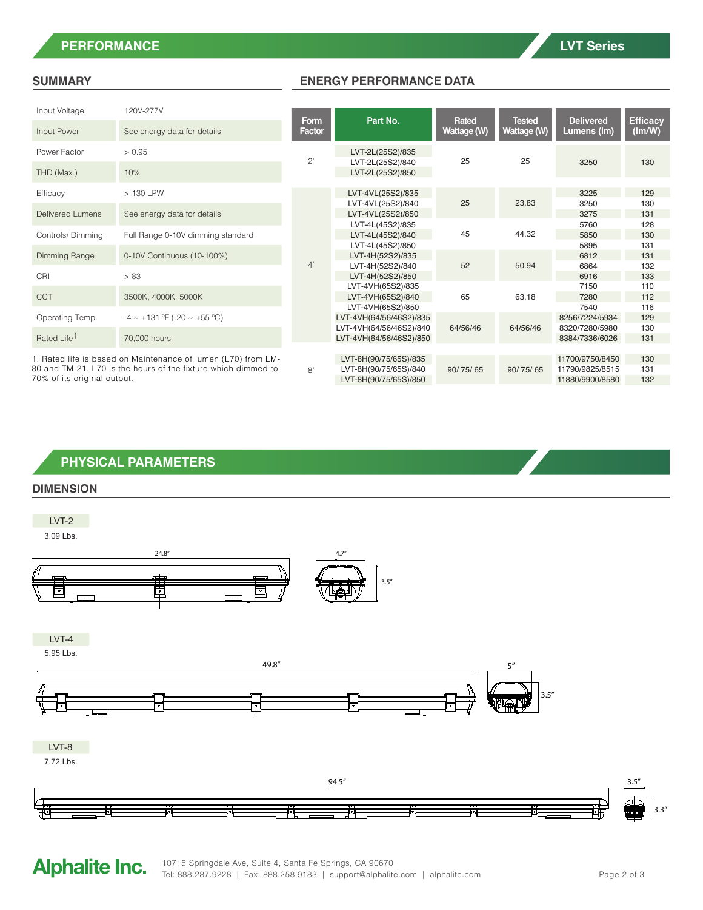## PERFORMANCE

LVT Series

### SUMMARY

| | |
|---|---|
| Input Voltage | 120V-277V |
| Input Power | See energy data for details |
| Power Factor | > 0.95 |
| THD (Max.) | 10% |
| Efficacy | > 130 LPW |
| Delivered Lumens | See energy data for details |
| Controls/ Dimming | Full Range 0-10V dimming standard |
| Dimming Range | 0-10V Continuous (10-100%) |
| CRI | > 83 |
| CCT | 3500K, 4000K, 5000K |
| Operating Temp. | -4 ~ +131 ℉ (-20 ~ +55 ℃) |
| Rated Life[1] | 70,000 hours |

1. Rated life is based on Maintenance of lumen (L70) from LM-80 and TM-21. L70 is the hours of the fixture which dimmed to 70% of its original output.

### ENERGY PERFORMANCE DATA

| Form Factor | Part No. | Rated Wattage (W) | Tested Wattage (W) | Delivered Lumens (lm) | Efficacy (lm/W) |
|---|---|---|---|---|---|
| 2' | LVT-2L(25S2)/835 | 25 | 25 | 3250 | 130 |
| | LVT-2L(25S2)/840 | | | | |
| | LVT-2L(25S2)/850 | | | | |
| 4' | LVT-4VL(25S2)/835 | 25 | 23.83 | 3225 | 129 |
| | LVT-4VL(25S2)/840 | | | 3250 | 130 |
| | LVT-4VL(25S2)/850 | | | 3275 | 131 |
| | LVT-4L(45S2)/835 | 45 | 44.32 | 5760 | 128 |
| | LVT-4L(45S2)/840 | | | 5850 | 130 |
| | LVT-4L(45S2)/850 | | | 5895 | 131 |
| | LVT-4H(52S2)/835 | 52 | 50.94 | 6812 | 131 |
| | LVT-4H(52S2)/840 | | | 6864 | 132 |
| | LVT-4H(52S2)/850 | | | 6916 | 133 |
| | LVT-4VH(65S2)/835 | 65 | 63.18 | 7150 | 110 |
| | LVT-4VH(65S2)/840 | | | 7280 | 112 |
| | LVT-4VH(65S2)/850 | | | 7540 | 116 |
| | LVT-4VH(64/56/46S2)/835 | 64/56/46 | 64/56/46 | 8256/7224/5934 | 129 |
| | LVT-4VH(64/56/46S2)/840 | | | 8320/7280/5980 | 130 |
| | LVT-4VH(64/56/46S2)/850 | | | 8384/7336/6026 | 131 |
| 8' | LVT-8H(90/75/65S)/835 | 90/ 75/ 65 | 90/ 75/ 65 | 11700/9750/8450 | 130 |
| | LVT-8H(90/75/65S)/840 | | | 11790/9825/8515 | 131 |
| | LVT-8H(90/75/65S)/850 | | | 11880/9900/8580 | 132 |

## PHYSICAL PARAMETERS

### DIMENSION

**LVT-2**

3.09 Lbs.

24.8″ | 4.7″ | 3.5″

**LVT-4**

5.95 Lbs.

49.8″ | 5″ | 3.5″

**LVT-8**

7.72 Lbs.

94.5″ | 3.5″ | 3.3″

**Alphalite Inc.**

10715 Springdale Ave, Suite 4, Santa Fe Springs, CA 90670

Tel: 888.287.9228 | Fax: 888.258.9183 | support@alphalite.com | alphalite.com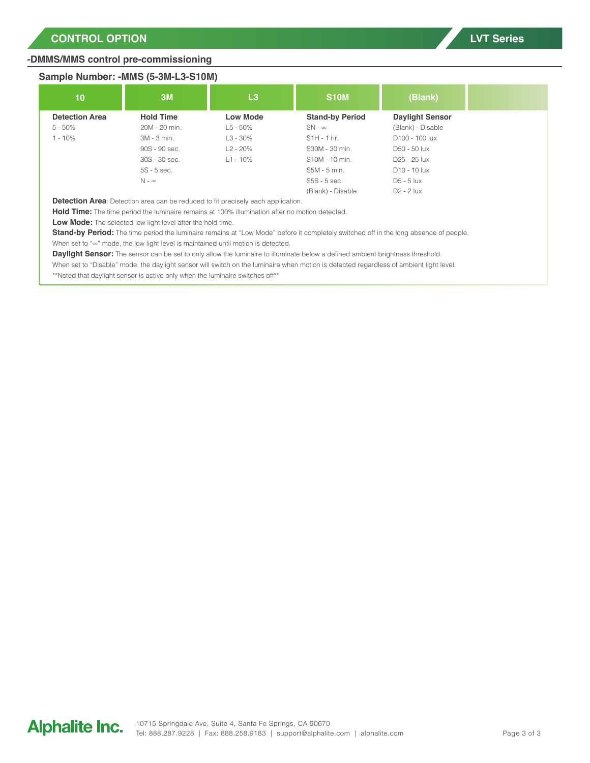## CONTROL OPTION

### -DMMS/MMS control pre-commissioning

**Sample Number: -MMS (5-3M-L3-S10M)**

| 10 | 3M | L3 | S10M | (Blank) | |
|---|---|---|---|---|---|
| **Detection Area** | **Hold Time** | **Low Mode** | **Stand-by Period** | **Daylight Sensor** | |
| 5 - 50% | 20M - 20 min. | L5 - 50% | SN - ∞ | (Blank) - Disable | |
| 1 - 10% | 3M - 3 min. | L3 - 30% | S1H - 1 hr. | D100 - 100 lux | |
| | 90S - 90 sec. | L2 - 20% | S30M - 30 min. | D50 - 50 lux | |
| | 30S - 30 sec. | L1 - 10% | S10M - 10 min. | D25 - 25 lux | |
| | 5S - 5 sec. | | S5M - 5 min. | D10 - 10 lux | |
| | N - ∞ | | S5S - 5 sec. | D5 - 5 lux | |
| | | | (Blank) - Disable | D2 - 2 lux | |

**Detection Area**: Detection area can be reduced to fit precisely each application.

**Hold Time:** The time period the luminaire remains at 100% illumination after no motion detected.

**Low Mode:** The selected low light level after the hold time.

**Stand-by Period:** The time period the luminaire remains at "Low Mode" before it completely switched off in the long absence of people.
When set to "∞" mode, the low light level is maintained until motion is detected.

**Daylight Sensor:** The sensor can be set to only allow the luminaire to illuminate below a defined ambient brightness threshold.
When set to "Disable" mode, the daylight sensor will switch on the luminaire when motion is detected regardless of ambient light level.

**Noted that daylight sensor is active only when the luminaire switches off**

Alphalite Inc.
10715 Springdale Ave, Suite 4, Santa Fe Springs, CA 90670
Tel: 888.287.9228 | Fax: 888.258.9183 | support@alphalite.com | alphalite.com